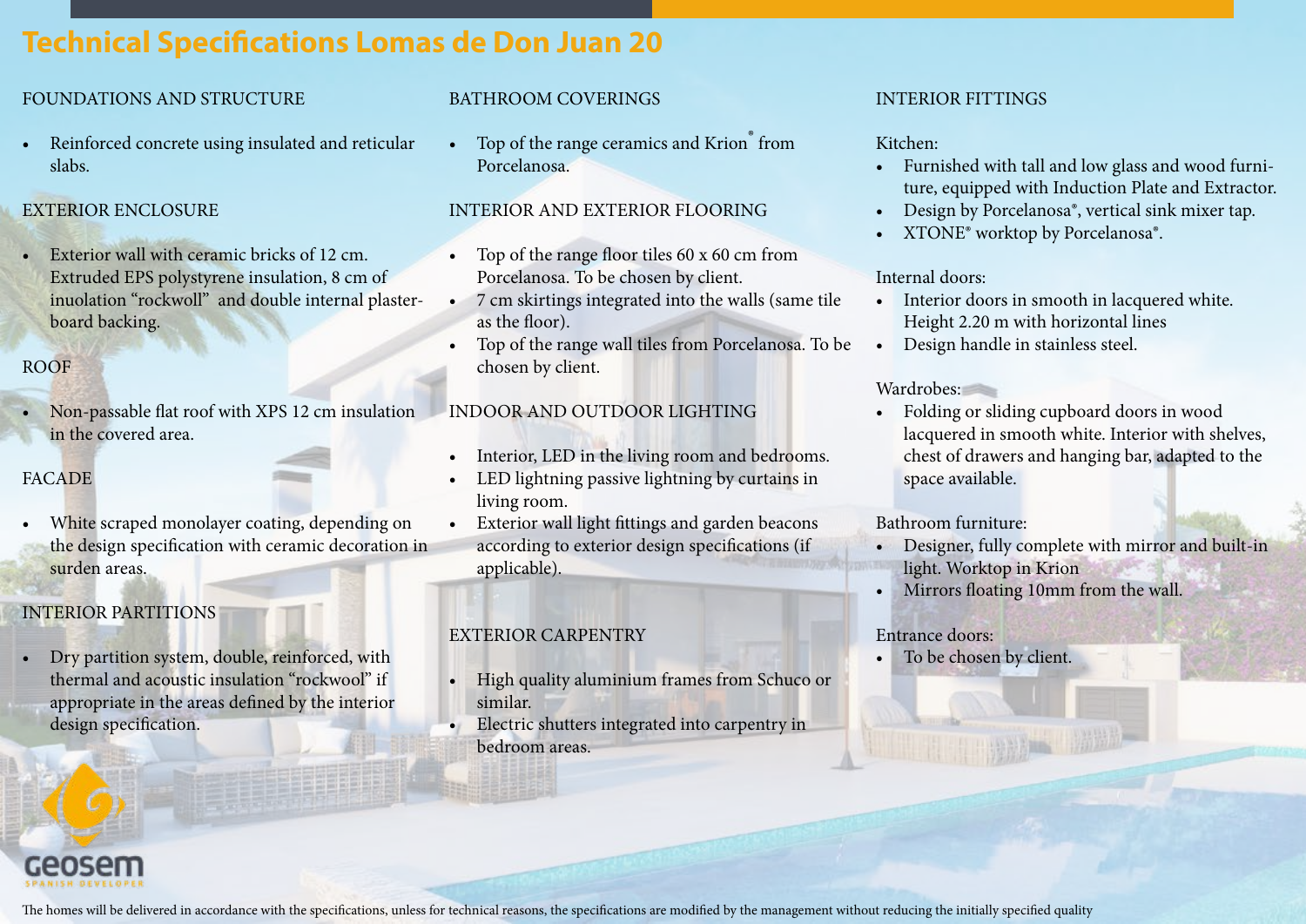# Technical Specifications Lomas de Don Juan 20

## FOUNDATIONS AND STRUCTURE

- Reinforced concrete using insulated and reticular slabs.

## EXTERIOR ENCLOSURE

- Exterior wall with ceramic bricks of 12 cm. Extruded EPS polystyrene insulation, 8 cm of inuolation "rockwoll" and double internal plasterboard backing.

## ROOF

- Non-passable flat roof with XPS 12 cm insulation in the covered area.

## FACADE

- White scraped monolayer coating, depending on the design specification with ceramic decoration in surden areas.

## INTERIOR PARTITIONS

- Dry partition system, double, reinforced, with thermal and acoustic insulation "rockwool" if appropriate in the areas defined by the interior design specification.

## BATHROOM COVERINGS

- Top of the range ceramics and Krion® from Porcelanosa.

## INTERIOR AND EXTERIOR FLOORING

- Top of the range floor tiles 60 x 60 cm from Porcelanosa. To be chosen by client.
- 7 cm skirtings integrated into the walls (same tile as the floor).
- Top of the range wall tiles from Porcelanosa. To be chosen by client.

## INDOOR AND OUTDOOR LIGHTING

- Interior, LED in the living room and bedrooms.
- LED lightning passive lightning by curtains in living room.
- Exterior wall light fittings and garden beacons according to exterior design specifications (if applicable).

## EXTERIOR CARPENTRY

- High quality aluminium frames from Schuco or similar.
- Electric shutters integrated into carpentry in bedroom areas.

## INTERIOR FITTINGS

Kitchen:
- Furnished with tall and low glass and wood furniture, equipped with Induction Plate and Extractor.
- Design by Porcelanosa®, vertical sink mixer tap.
- XTONE® worktop by Porcelanosa®.

Internal doors:
- Interior doors in smooth in lacquered white. Height 2.20 m with horizontal lines
- Design handle in stainless steel.

Wardrobes:
- Folding or sliding cupboard doors in wood lacquered in smooth white. Interior with shelves, chest of drawers and hanging bar, adapted to the space available.

Bathroom furniture:
- Designer, fully complete with mirror and built-in light. Worktop in Krion
- Mirrors floating 10mm from the wall.

Entrance doors:
- To be chosen by client.

geosem SPANISH DEVELOPER

The homes will be delivered in accordance with the specifications, unless for technical reasons, the specifications are modified by the management without reducing the initially specified quality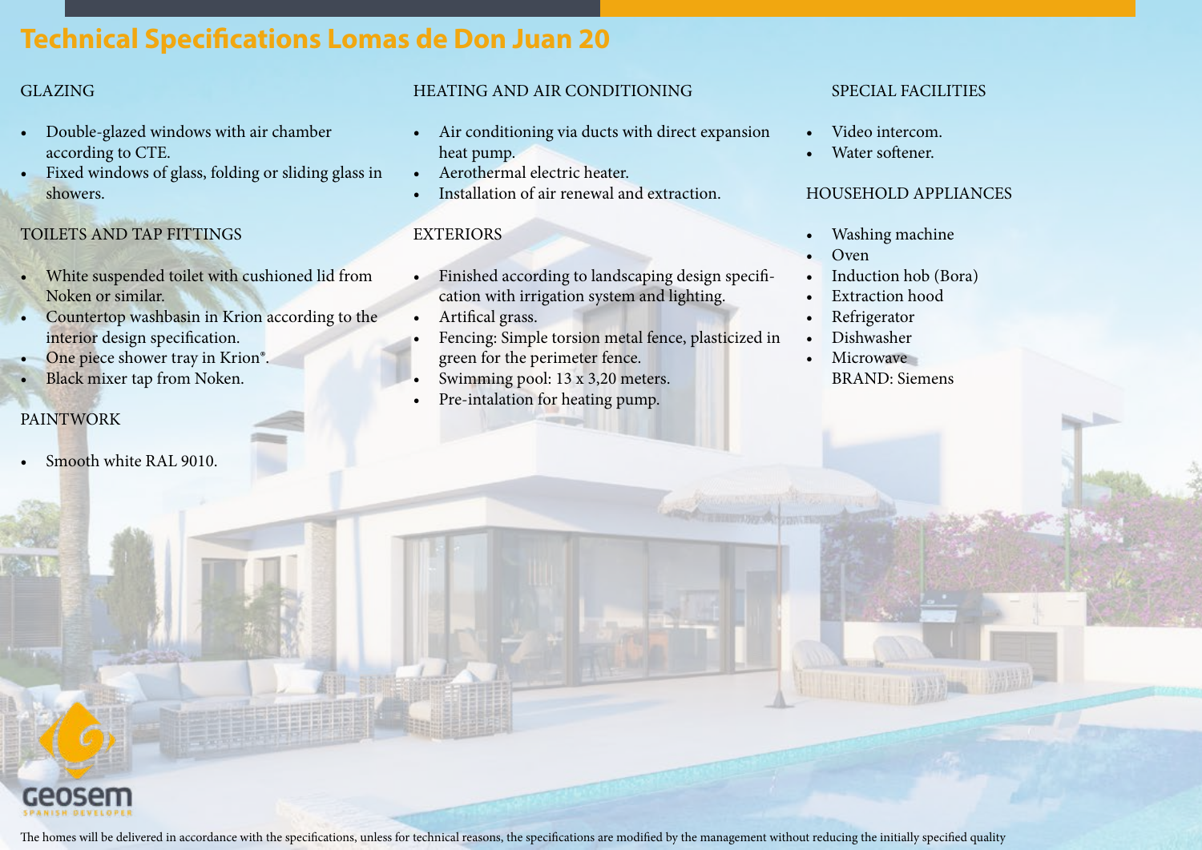# Technical Specifications Lomas de Don Juan 20

## GLAZING

- Double-glazed windows with air chamber according to CTE.
- Fixed windows of glass, folding or sliding glass in showers.

## TOILETS AND TAP FITTINGS

- White suspended toilet with cushioned lid from Noken or similar.
- Countertop washbasin in Krion according to the interior design specification.
- One piece shower tray in Krion®.
- Black mixer tap from Noken.

## PAINTWORK

- Smooth white RAL 9010.

## HEATING AND AIR CONDITIONING

- Air conditioning via ducts with direct expansion heat pump.
- Aerothermal electric heater.
- Installation of air renewal and extraction.

## EXTERIORS

- Finished according to landscaping design specification with irrigation system and lighting.
- Artifical grass.
- Fencing: Simple torsion metal fence, plasticized in green for the perimeter fence.
- Swimming pool: 13 x 3,20 meters.
- Pre-intalation for heating pump.

## SPECIAL FACILITIES

- Video intercom.
- Water softener.

## HOUSEHOLD APPLIANCES

- Washing machine
- Oven
- Induction hob (Bora)
- Extraction hood
- Refrigerator
- Dishwasher
- Microwave

BRAND: Siemens

geosem SPANISH DEVELOPER

The homes will be delivered in accordance with the specifications, unless for technical reasons, the specifications are modified by the management without reducing the initially specified quality